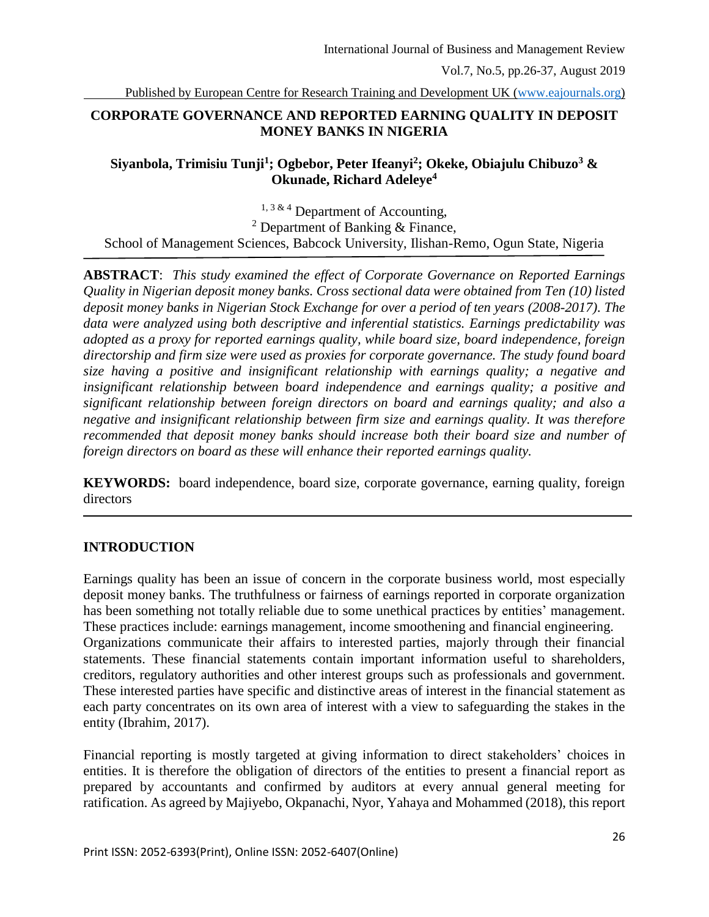# CORPORATE GOVERNANCE AND REPORTED EARNING QUALITY IN DEPOSIT MONEY BANKS IN NIGERIA

**Siyanbola, Trimisiu Tunji[1]; Ogbebor, Peter Ifeanyi[2]; Okeke, Obiajulu Chibuzo[3] & Okunade, Richard Adeleye[4]**

[1, 3 & 4] Department of Accounting,
[2] Department of Banking & Finance,
School of Management Sciences, Babcock University, Ilishan-Remo, Ogun State, Nigeria

---

**ABSTRACT**: *This study examined the effect of Corporate Governance on Reported Earnings Quality in Nigerian deposit money banks. Cross sectional data were obtained from Ten (10) listed deposit money banks in Nigerian Stock Exchange for over a period of ten years (2008-2017). The data were analyzed using both descriptive and inferential statistics. Earnings predictability was adopted as a proxy for reported earnings quality, while board size, board independence, foreign directorship and firm size were used as proxies for corporate governance. The study found board size having a positive and insignificant relationship with earnings quality; a negative and insignificant relationship between board independence and earnings quality; a positive and significant relationship between foreign directors on board and earnings quality; and also a negative and insignificant relationship between firm size and earnings quality. It was therefore recommended that deposit money banks should increase both their board size and number of foreign directors on board as these will enhance their reported earnings quality.*

**KEYWORDS:** board independence, board size, corporate governance, earning quality, foreign directors

---

## INTRODUCTION

Earnings quality has been an issue of concern in the corporate business world, most especially deposit money banks. The truthfulness or fairness of earnings reported in corporate organization has been something not totally reliable due to some unethical practices by entities' management. These practices include: earnings management, income smoothening and financial engineering. Organizations communicate their affairs to interested parties, majorly through their financial statements. These financial statements contain important information useful to shareholders, creditors, regulatory authorities and other interest groups such as professionals and government. These interested parties have specific and distinctive areas of interest in the financial statement as each party concentrates on its own area of interest with a view to safeguarding the stakes in the entity (Ibrahim, 2017).

Financial reporting is mostly targeted at giving information to direct stakeholders' choices in entities. It is therefore the obligation of directors of the entities to present a financial report as prepared by accountants and confirmed by auditors at every annual general meeting for ratification. As agreed by Majiyebo, Okpanachi, Nyor, Yahaya and Mohammed (2018), this report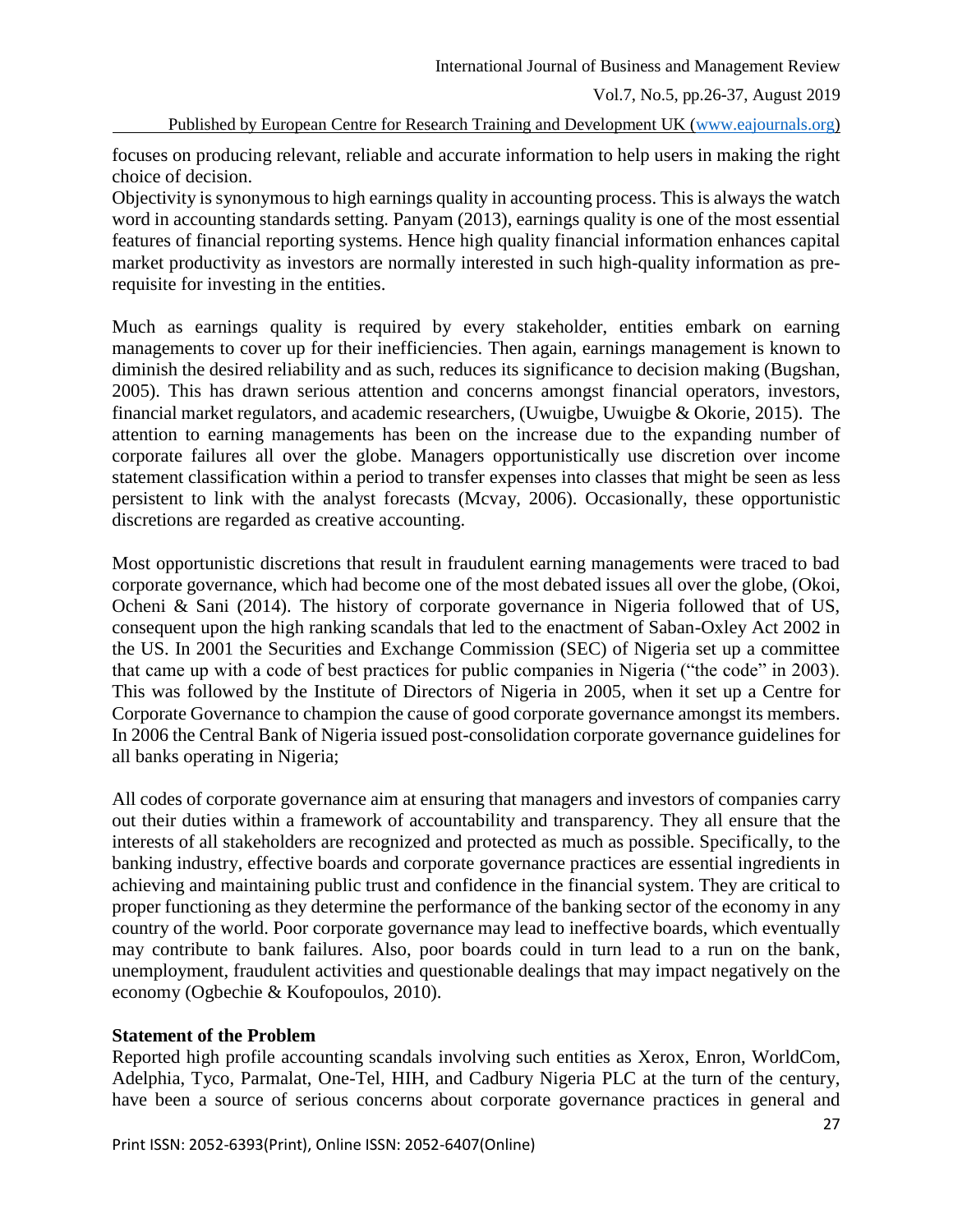focuses on producing relevant, reliable and accurate information to help users in making the right choice of decision.

Objectivity is synonymous to high earnings quality in accounting process. This is always the watch word in accounting standards setting. Panyam (2013), earnings quality is one of the most essential features of financial reporting systems. Hence high quality financial information enhances capital market productivity as investors are normally interested in such high-quality information as pre-requisite for investing in the entities.

Much as earnings quality is required by every stakeholder, entities embark on earning managements to cover up for their inefficiencies. Then again, earnings management is known to diminish the desired reliability and as such, reduces its significance to decision making (Bugshan, 2005). This has drawn serious attention and concerns amongst financial operators, investors, financial market regulators, and academic researchers, (Uwuigbe, Uwuigbe & Okorie, 2015). The attention to earning managements has been on the increase due to the expanding number of corporate failures all over the globe. Managers opportunistically use discretion over income statement classification within a period to transfer expenses into classes that might be seen as less persistent to link with the analyst forecasts (Mcvay, 2006). Occasionally, these opportunistic discretions are regarded as creative accounting.

Most opportunistic discretions that result in fraudulent earning managements were traced to bad corporate governance, which had become one of the most debated issues all over the globe, (Okoi, Ocheni & Sani (2014). The history of corporate governance in Nigeria followed that of US, consequent upon the high ranking scandals that led to the enactment of Saban-Oxley Act 2002 in the US. In 2001 the Securities and Exchange Commission (SEC) of Nigeria set up a committee that came up with a code of best practices for public companies in Nigeria ("the code" in 2003). This was followed by the Institute of Directors of Nigeria in 2005, when it set up a Centre for Corporate Governance to champion the cause of good corporate governance amongst its members. In 2006 the Central Bank of Nigeria issued post-consolidation corporate governance guidelines for all banks operating in Nigeria;

All codes of corporate governance aim at ensuring that managers and investors of companies carry out their duties within a framework of accountability and transparency. They all ensure that the interests of all stakeholders are recognized and protected as much as possible. Specifically, to the banking industry, effective boards and corporate governance practices are essential ingredients in achieving and maintaining public trust and confidence in the financial system. They are critical to proper functioning as they determine the performance of the banking sector of the economy in any country of the world. Poor corporate governance may lead to ineffective boards, which eventually may contribute to bank failures. Also, poor boards could in turn lead to a run on the bank, unemployment, fraudulent activities and questionable dealings that may impact negatively on the economy (Ogbechie & Koufopoulos, 2010).

## Statement of the Problem

Reported high profile accounting scandals involving such entities as Xerox, Enron, WorldCom, Adelphia, Tyco, Parmalat, One-Tel, HIH, and Cadbury Nigeria PLC at the turn of the century, have been a source of serious concerns about corporate governance practices in general and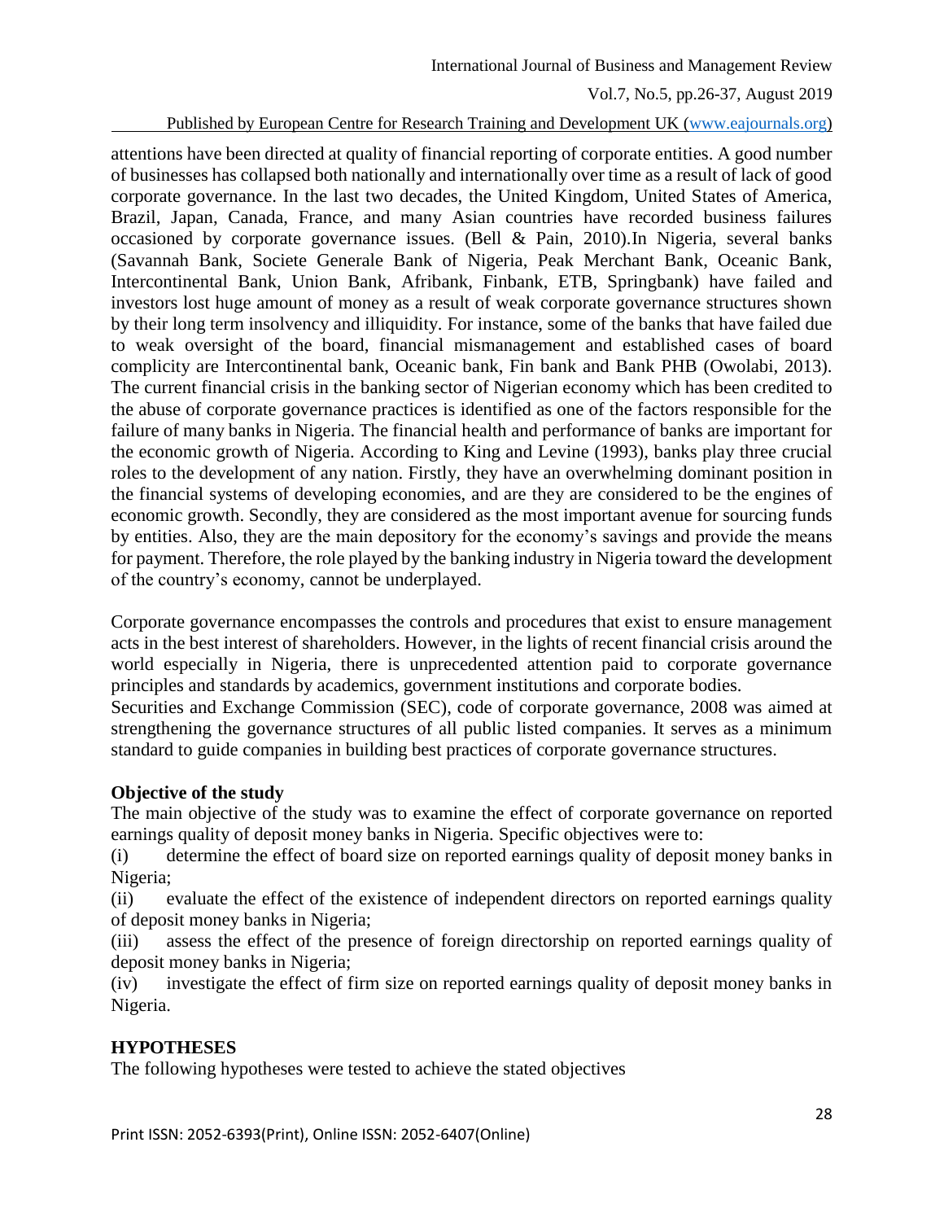attentions have been directed at quality of financial reporting of corporate entities. A good number of businesses has collapsed both nationally and internationally over time as a result of lack of good corporate governance. In the last two decades, the United Kingdom, United States of America, Brazil, Japan, Canada, France, and many Asian countries have recorded business failures occasioned by corporate governance issues. (Bell & Pain, 2010).In Nigeria, several banks (Savannah Bank, Societe Generale Bank of Nigeria, Peak Merchant Bank, Oceanic Bank, Intercontinental Bank, Union Bank, Afribank, Finbank, ETB, Springbank) have failed and investors lost huge amount of money as a result of weak corporate governance structures shown by their long term insolvency and illiquidity. For instance, some of the banks that have failed due to weak oversight of the board, financial mismanagement and established cases of board complicity are Intercontinental bank, Oceanic bank, Fin bank and Bank PHB (Owolabi, 2013). The current financial crisis in the banking sector of Nigerian economy which has been credited to the abuse of corporate governance practices is identified as one of the factors responsible for the failure of many banks in Nigeria. The financial health and performance of banks are important for the economic growth of Nigeria. According to King and Levine (1993), banks play three crucial roles to the development of any nation. Firstly, they have an overwhelming dominant position in the financial systems of developing economies, and are they are considered to be the engines of economic growth. Secondly, they are considered as the most important avenue for sourcing funds by entities. Also, they are the main depository for the economy's savings and provide the means for payment. Therefore, the role played by the banking industry in Nigeria toward the development of the country's economy, cannot be underplayed.

Corporate governance encompasses the controls and procedures that exist to ensure management acts in the best interest of shareholders. However, in the lights of recent financial crisis around the world especially in Nigeria, there is unprecedented attention paid to corporate governance principles and standards by academics, government institutions and corporate bodies.

Securities and Exchange Commission (SEC), code of corporate governance, 2008 was aimed at strengthening the governance structures of all public listed companies. It serves as a minimum standard to guide companies in building best practices of corporate governance structures.

**Objective of the study**

The main objective of the study was to examine the effect of corporate governance on reported earnings quality of deposit money banks in Nigeria. Specific objectives were to:

(i) determine the effect of board size on reported earnings quality of deposit money banks in Nigeria;

(ii) evaluate the effect of the existence of independent directors on reported earnings quality of deposit money banks in Nigeria;

(iii) assess the effect of the presence of foreign directorship on reported earnings quality of deposit money banks in Nigeria;

(iv) investigate the effect of firm size on reported earnings quality of deposit money banks in Nigeria.

## HYPOTHESES

The following hypotheses were tested to achieve the stated objectives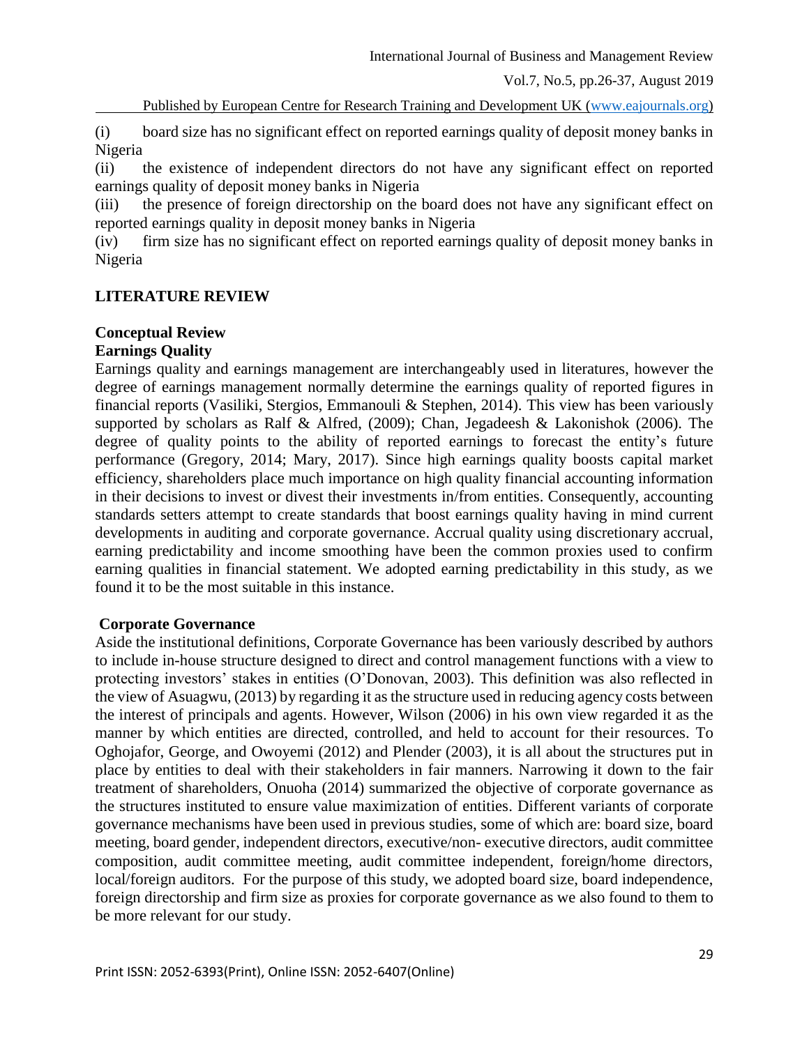(i) board size has no significant effect on reported earnings quality of deposit money banks in Nigeria

(ii) the existence of independent directors do not have any significant effect on reported earnings quality of deposit money banks in Nigeria

(iii) the presence of foreign directorship on the board does not have any significant effect on reported earnings quality in deposit money banks in Nigeria

(iv) firm size has no significant effect on reported earnings quality of deposit money banks in Nigeria

## LITERATURE REVIEW

### Conceptual Review

#### Earnings Quality

Earnings quality and earnings management are interchangeably used in literatures, however the degree of earnings management normally determine the earnings quality of reported figures in financial reports (Vasiliki, Stergios, Emmanouli & Stephen, 2014). This view has been variously supported by scholars as Ralf & Alfred, (2009); Chan, Jegadeesh & Lakonishok (2006). The degree of quality points to the ability of reported earnings to forecast the entity's future performance (Gregory, 2014; Mary, 2017). Since high earnings quality boosts capital market efficiency, shareholders place much importance on high quality financial accounting information in their decisions to invest or divest their investments in/from entities. Consequently, accounting standards setters attempt to create standards that boost earnings quality having in mind current developments in auditing and corporate governance. Accrual quality using discretionary accrual, earning predictability and income smoothing have been the common proxies used to confirm earning qualities in financial statement. We adopted earning predictability in this study, as we found it to be the most suitable in this instance.

#### Corporate Governance

Aside the institutional definitions, Corporate Governance has been variously described by authors to include in-house structure designed to direct and control management functions with a view to protecting investors' stakes in entities (O'Donovan, 2003). This definition was also reflected in the view of Asuagwu, (2013) by regarding it as the structure used in reducing agency costs between the interest of principals and agents. However, Wilson (2006) in his own view regarded it as the manner by which entities are directed, controlled, and held to account for their resources. To Oghojafor, George, and Owoyemi (2012) and Plender (2003), it is all about the structures put in place by entities to deal with their stakeholders in fair manners. Narrowing it down to the fair treatment of shareholders, Onuoha (2014) summarized the objective of corporate governance as the structures instituted to ensure value maximization of entities. Different variants of corporate governance mechanisms have been used in previous studies, some of which are: board size, board meeting, board gender, independent directors, executive/non- executive directors, audit committee composition, audit committee meeting, audit committee independent, foreign/home directors, local/foreign auditors. For the purpose of this study, we adopted board size, board independence, foreign directorship and firm size as proxies for corporate governance as we also found to them to be more relevant for our study.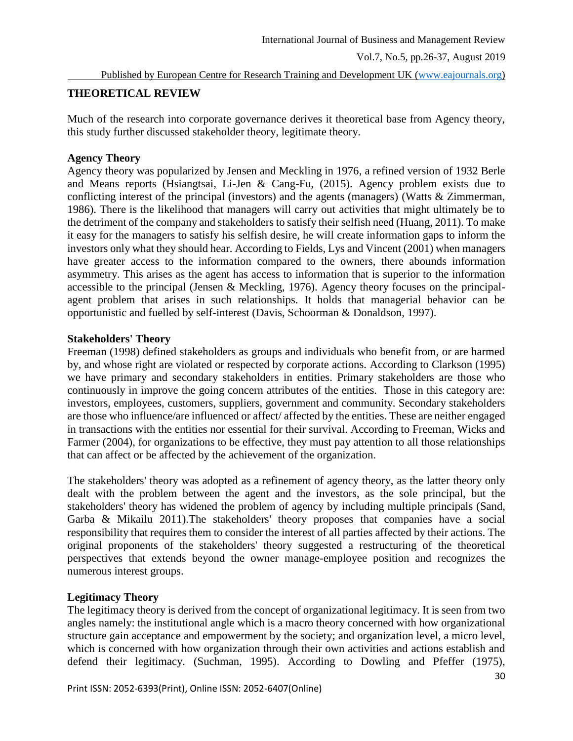## THEORETICAL REVIEW

Much of the research into corporate governance derives it theoretical base from Agency theory, this study further discussed stakeholder theory, legitimate theory.

### Agency Theory

Agency theory was popularized by Jensen and Meckling in 1976, a refined version of 1932 Berle and Means reports (Hsiangtsai, Li-Jen & Cang-Fu, (2015). Agency problem exists due to conflicting interest of the principal (investors) and the agents (managers) (Watts & Zimmerman, 1986). There is the likelihood that managers will carry out activities that might ultimately be to the detriment of the company and stakeholders to satisfy their selfish need (Huang, 2011). To make it easy for the managers to satisfy his selfish desire, he will create information gaps to inform the investors only what they should hear. According to Fields, Lys and Vincent (2001) when managers have greater access to the information compared to the owners, there abounds information asymmetry. This arises as the agent has access to information that is superior to the information accessible to the principal (Jensen & Meckling, 1976). Agency theory focuses on the principal-agent problem that arises in such relationships. It holds that managerial behavior can be opportunistic and fuelled by self-interest (Davis, Schoorman & Donaldson, 1997).

### Stakeholders' Theory

Freeman (1998) defined stakeholders as groups and individuals who benefit from, or are harmed by, and whose right are violated or respected by corporate actions. According to Clarkson (1995) we have primary and secondary stakeholders in entities. Primary stakeholders are those who continuously in improve the going concern attributes of the entities. Those in this category are: investors, employees, customers, suppliers, government and community. Secondary stakeholders are those who influence/are influenced or affect/ affected by the entities. These are neither engaged in transactions with the entities nor essential for their survival. According to Freeman, Wicks and Farmer (2004), for organizations to be effective, they must pay attention to all those relationships that can affect or be affected by the achievement of the organization.

The stakeholders' theory was adopted as a refinement of agency theory, as the latter theory only dealt with the problem between the agent and the investors, as the sole principal, but the stakeholders' theory has widened the problem of agency by including multiple principals (Sand, Garba & Mikailu 2011).The stakeholders' theory proposes that companies have a social responsibility that requires them to consider the interest of all parties affected by their actions. The original proponents of the stakeholders' theory suggested a restructuring of the theoretical perspectives that extends beyond the owner manage-employee position and recognizes the numerous interest groups.

### Legitimacy Theory

The legitimacy theory is derived from the concept of organizational legitimacy. It is seen from two angles namely: the institutional angle which is a macro theory concerned with how organizational structure gain acceptance and empowerment by the society; and organization level, a micro level, which is concerned with how organization through their own activities and actions establish and defend their legitimacy. (Suchman, 1995). According to Dowling and Pfeffer (1975),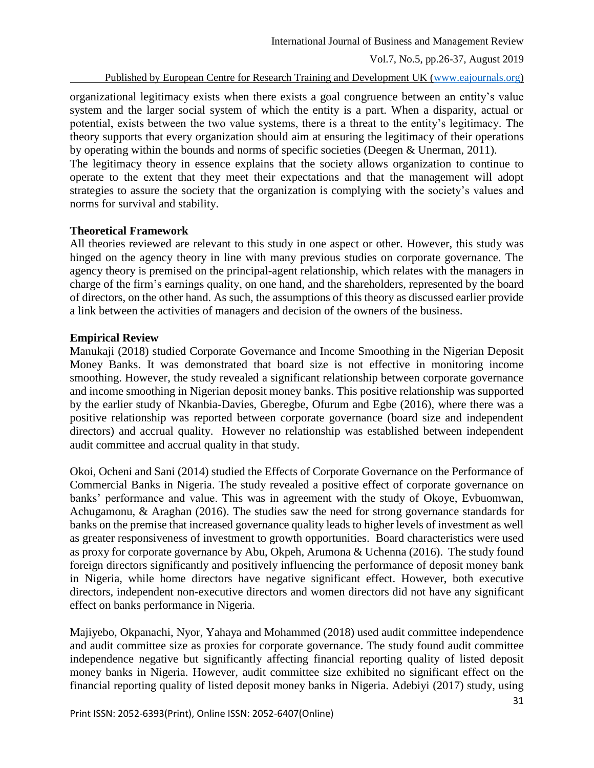organizational legitimacy exists when there exists a goal congruence between an entity's value system and the larger social system of which the entity is a part. When a disparity, actual or potential, exists between the two value systems, there is a threat to the entity's legitimacy. The theory supports that every organization should aim at ensuring the legitimacy of their operations by operating within the bounds and norms of specific societies (Deegen & Unerman, 2011).

The legitimacy theory in essence explains that the society allows organization to continue to operate to the extent that they meet their expectations and that the management will adopt strategies to assure the society that the organization is complying with the society's values and norms for survival and stability.

**Theoretical Framework**

All theories reviewed are relevant to this study in one aspect or other. However, this study was hinged on the agency theory in line with many previous studies on corporate governance. The agency theory is premised on the principal-agent relationship, which relates with the managers in charge of the firm's earnings quality, on one hand, and the shareholders, represented by the board of directors, on the other hand. As such, the assumptions of this theory as discussed earlier provide a link between the activities of managers and decision of the owners of the business.

**Empirical Review**

Manukaji (2018) studied Corporate Governance and Income Smoothing in the Nigerian Deposit Money Banks. It was demonstrated that board size is not effective in monitoring income smoothing. However, the study revealed a significant relationship between corporate governance and income smoothing in Nigerian deposit money banks. This positive relationship was supported by the earlier study of Nkanbia-Davies, Gberegbe, Ofurum and Egbe (2016), where there was a positive relationship was reported between corporate governance (board size and independent directors) and accrual quality. However no relationship was established between independent audit committee and accrual quality in that study.

Okoi, Ocheni and Sani (2014) studied the Effects of Corporate Governance on the Performance of Commercial Banks in Nigeria. The study revealed a positive effect of corporate governance on banks' performance and value. This was in agreement with the study of Okoye, Evbuomwan, Achugamonu, & Araghan (2016). The studies saw the need for strong governance standards for banks on the premise that increased governance quality leads to higher levels of investment as well as greater responsiveness of investment to growth opportunities. Board characteristics were used as proxy for corporate governance by Abu, Okpeh, Arumona & Uchenna (2016). The study found foreign directors significantly and positively influencing the performance of deposit money bank in Nigeria, while home directors have negative significant effect. However, both executive directors, independent non-executive directors and women directors did not have any significant effect on banks performance in Nigeria.

Majiyebo, Okpanachi, Nyor, Yahaya and Mohammed (2018) used audit committee independence and audit committee size as proxies for corporate governance. The study found audit committee independence negative but significantly affecting financial reporting quality of listed deposit money banks in Nigeria. However, audit committee size exhibited no significant effect on the financial reporting quality of listed deposit money banks in Nigeria. Adebiyi (2017) study, using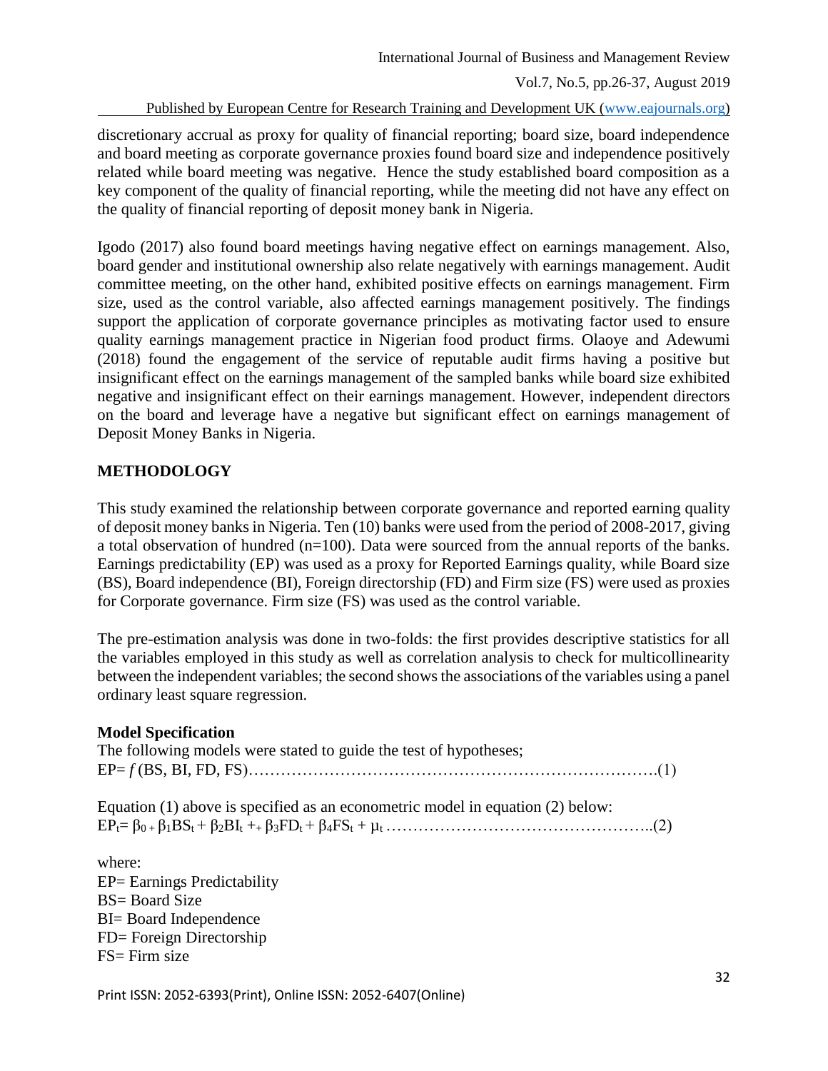discretionary accrual as proxy for quality of financial reporting; board size, board independence and board meeting as corporate governance proxies found board size and independence positively related while board meeting was negative. Hence the study established board composition as a key component of the quality of financial reporting, while the meeting did not have any effect on the quality of financial reporting of deposit money bank in Nigeria.

Igodo (2017) also found board meetings having negative effect on earnings management. Also, board gender and institutional ownership also relate negatively with earnings management. Audit committee meeting, on the other hand, exhibited positive effects on earnings management. Firm size, used as the control variable, also affected earnings management positively. The findings support the application of corporate governance principles as motivating factor used to ensure quality earnings management practice in Nigerian food product firms. Olaoye and Adewumi (2018) found the engagement of the service of reputable audit firms having a positive but insignificant effect on the earnings management of the sampled banks while board size exhibited negative and insignificant effect on their earnings management. However, independent directors on the board and leverage have a negative but significant effect on earnings management of Deposit Money Banks in Nigeria.

## METHODOLOGY

This study examined the relationship between corporate governance and reported earning quality of deposit money banks in Nigeria. Ten (10) banks were used from the period of 2008-2017, giving a total observation of hundred (n=100). Data were sourced from the annual reports of the banks. Earnings predictability (EP) was used as a proxy for Reported Earnings quality, while Board size (BS), Board independence (BI), Foreign directorship (FD) and Firm size (FS) were used as proxies for Corporate governance. Firm size (FS) was used as the control variable.

The pre-estimation analysis was done in two-folds: the first provides descriptive statistics for all the variables employed in this study as well as correlation analysis to check for multicollinearity between the independent variables; the second shows the associations of the variables using a panel ordinary least square regression.

### Model Specification

The following models were stated to guide the test of hypotheses;

$$EP = f(BS, BI, FD, FS) \quad \text{.......(1)}$$

Equation (1) above is specified as an econometric model in equation (2) below:

$$EP_t = \beta_0 + \beta_1 BS_t + \beta_2 BI_t + \beta_3 FD_t + \beta_4 FS_t + \mu_t \quad \text{.......(2)}$$

where:

EP= Earnings Predictability
BS= Board Size
BI= Board Independence
FD= Foreign Directorship
FS= Firm size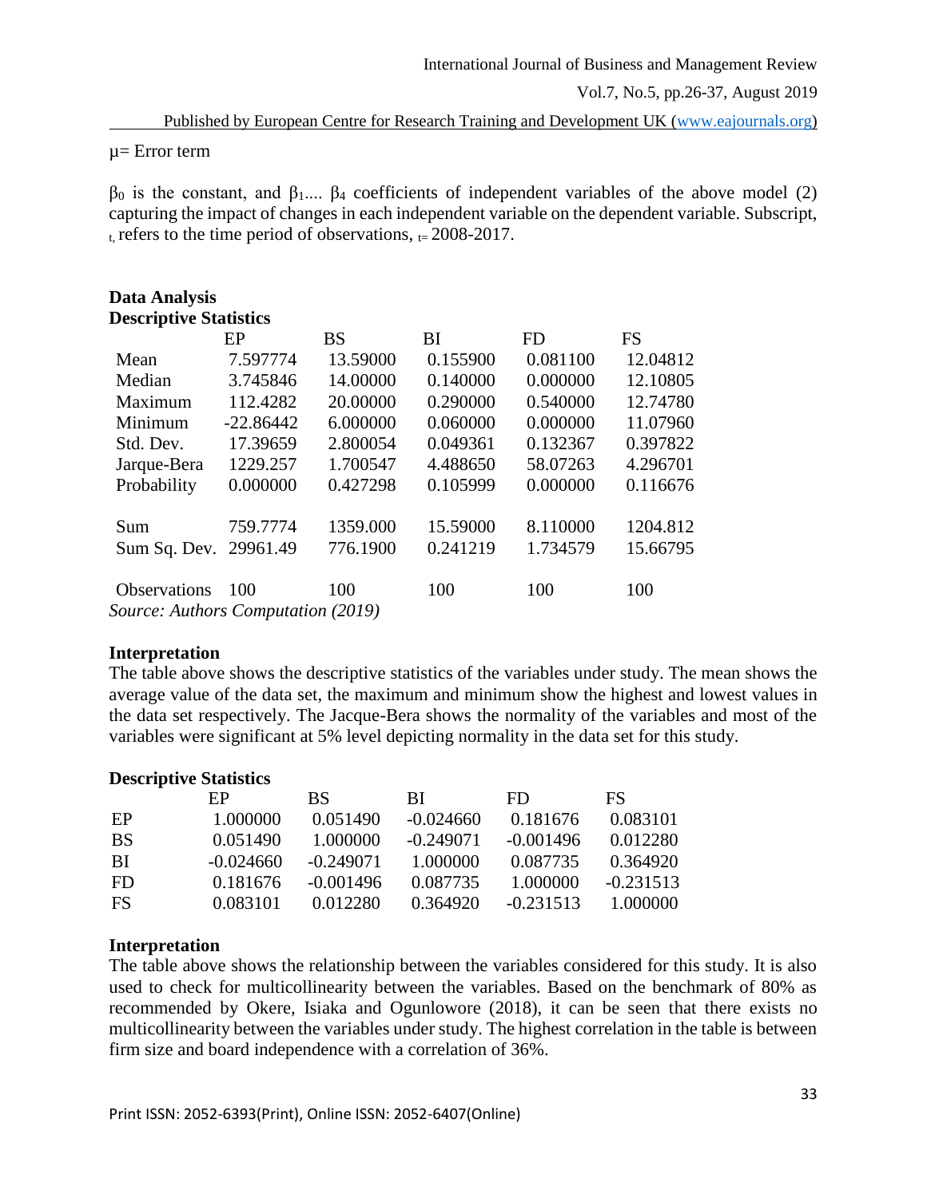μ= Error term

$\beta_0$ is the constant, and $\beta_1$.... $\beta_4$ coefficients of independent variables of the above model (2) capturing the impact of changes in each independent variable on the dependent variable. Subscript, $_{t,}$ refers to the time period of observations, $_{t=}$ 2008-2017.

## Data Analysis

### Descriptive Statistics

| | EP | BS | BI | FD | FS |
|---|---|---|---|---|---|
| Mean | 7.597774 | 13.59000 | 0.155900 | 0.081100 | 12.04812 |
| Median | 3.745846 | 14.00000 | 0.140000 | 0.000000 | 12.10805 |
| Maximum | 112.4282 | 20.00000 | 0.290000 | 0.540000 | 12.74780 |
| Minimum | -22.86442 | 6.000000 | 0.060000 | 0.000000 | 11.07960 |
| Std. Dev. | 17.39659 | 2.800054 | 0.049361 | 0.132367 | 0.397822 |
| Jarque-Bera | 1229.257 | 1.700547 | 4.488650 | 58.07263 | 4.296701 |
| Probability | 0.000000 | 0.427298 | 0.105999 | 0.000000 | 0.116676 |
| Sum | 759.7774 | 1359.000 | 15.59000 | 8.110000 | 1204.812 |
| Sum Sq. Dev. | 29961.49 | 776.1900 | 0.241219 | 1.734579 | 15.66795 |
| Observations | 100 | 100 | 100 | 100 | 100 |

*Source: Authors Computation (2019)*

### Interpretation

The table above shows the descriptive statistics of the variables under study. The mean shows the average value of the data set, the maximum and minimum show the highest and lowest values in the data set respectively. The Jacque-Bera shows the normality of the variables and most of the variables were significant at 5% level depicting normality in the data set for this study.

### Descriptive Statistics

| | EP | BS | BI | FD | FS |
|---|---|---|---|---|---|
| EP | 1.000000 | 0.051490 | -0.024660 | 0.181676 | 0.083101 |
| BS | 0.051490 | 1.000000 | -0.249071 | -0.001496 | 0.012280 |
| BI | -0.024660 | -0.249071 | 1.000000 | 0.087735 | 0.364920 |
| FD | 0.181676 | -0.001496 | 0.087735 | 1.000000 | -0.231513 |
| FS | 0.083101 | 0.012280 | 0.364920 | -0.231513 | 1.000000 |

### Interpretation

The table above shows the relationship between the variables considered for this study. It is also used to check for multicollinearity between the variables. Based on the benchmark of 80% as recommended by Okere, Isiaka and Ogunlowore (2018), it can be seen that there exists no multicollinearity between the variables under study. The highest correlation in the table is between firm size and board independence with a correlation of 36%.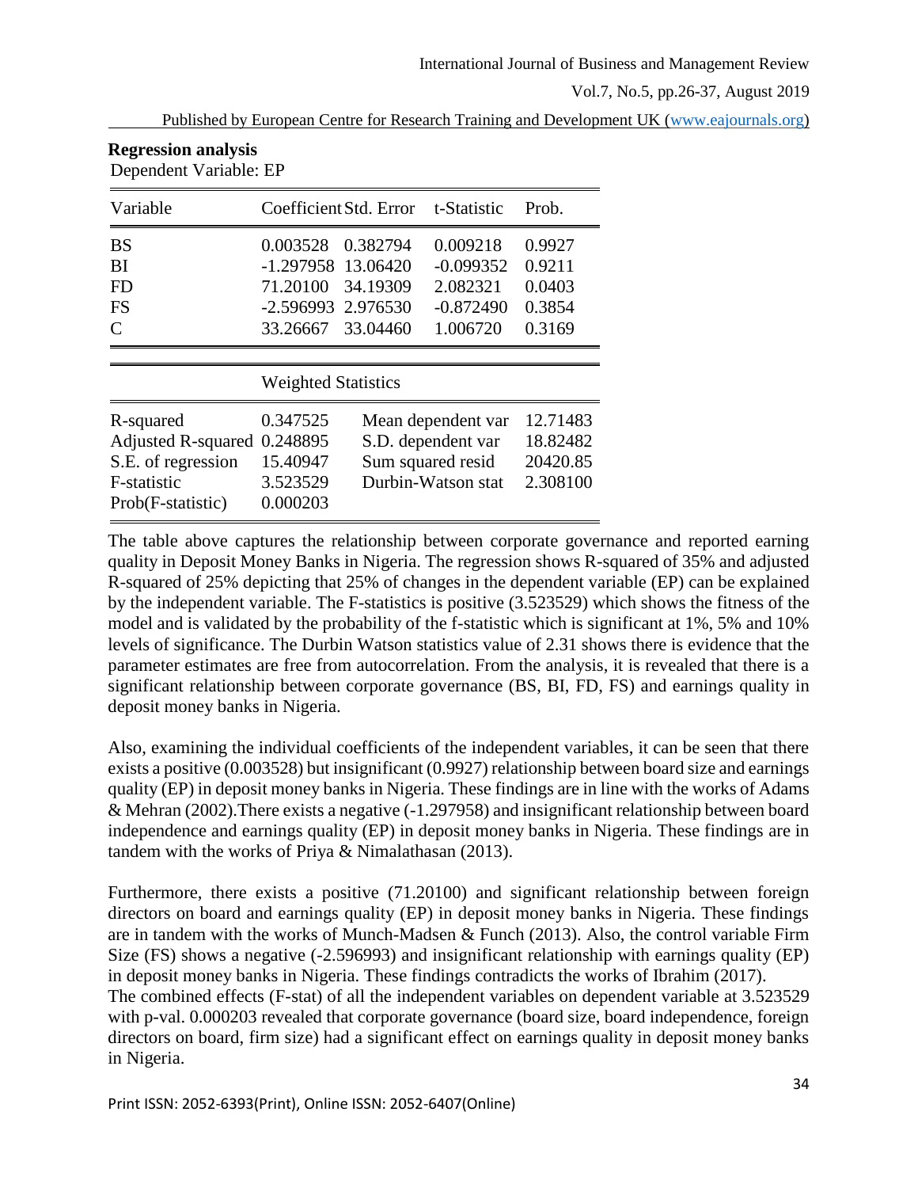**Regression analysis**

Dependent Variable: EP

| Variable | Coefficient | Std. Error | t-Statistic | Prob. |
|---|---|---|---|---|
| BS | 0.003528 | 0.382794 | 0.009218 | 0.9927 |
| BI | -1.297958 | 13.06420 | -0.099352 | 0.9211 |
| FD | 71.20100 | 34.19309 | 2.082321 | 0.0403 |
| FS | -2.596993 | 2.976530 | -0.872490 | 0.3854 |
| C | 33.26667 | 33.04460 | 1.006720 | 0.3169 |

| | Weighted Statistics | | |
|---|---|---|---|
| R-squared | 0.347525 | Mean dependent var | 12.71483 |
| Adjusted R-squared | 0.248895 | S.D. dependent var | 18.82482 |
| S.E. of regression | 15.40947 | Sum squared resid | 20420.85 |
| F-statistic | 3.523529 | Durbin-Watson stat | 2.308100 |
| Prob(F-statistic) | 0.000203 | | |

The table above captures the relationship between corporate governance and reported earning quality in Deposit Money Banks in Nigeria. The regression shows R-squared of 35% and adjusted R-squared of 25% depicting that 25% of changes in the dependent variable (EP) can be explained by the independent variable. The F-statistics is positive (3.523529) which shows the fitness of the model and is validated by the probability of the f-statistic which is significant at 1%, 5% and 10% levels of significance. The Durbin Watson statistics value of 2.31 shows there is evidence that the parameter estimates are free from autocorrelation. From the analysis, it is revealed that there is a significant relationship between corporate governance (BS, BI, FD, FS) and earnings quality in deposit money banks in Nigeria.

Also, examining the individual coefficients of the independent variables, it can be seen that there exists a positive (0.003528) but insignificant (0.9927) relationship between board size and earnings quality (EP) in deposit money banks in Nigeria. These findings are in line with the works of Adams & Mehran (2002).There exists a negative (-1.297958) and insignificant relationship between board independence and earnings quality (EP) in deposit money banks in Nigeria. These findings are in tandem with the works of Priya & Nimalathasan (2013).

Furthermore, there exists a positive (71.20100) and significant relationship between foreign directors on board and earnings quality (EP) in deposit money banks in Nigeria. These findings are in tandem with the works of Munch-Madsen & Funch (2013). Also, the control variable Firm Size (FS) shows a negative (-2.596993) and insignificant relationship with earnings quality (EP) in deposit money banks in Nigeria. These findings contradicts the works of Ibrahim (2017).

The combined effects (F-stat) of all the independent variables on dependent variable at 3.523529 with p-val. 0.000203 revealed that corporate governance (board size, board independence, foreign directors on board, firm size) had a significant effect on earnings quality in deposit money banks in Nigeria.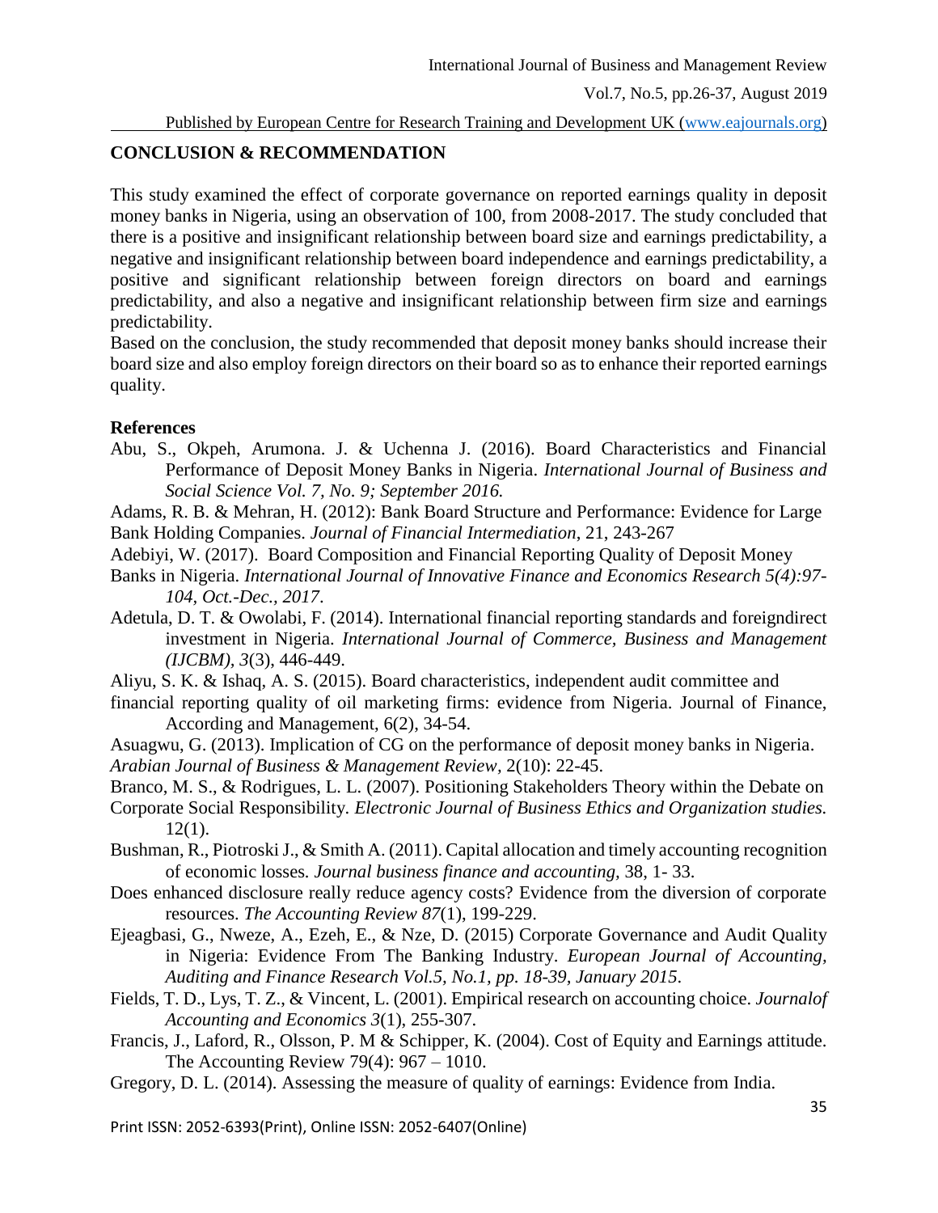## CONCLUSION & RECOMMENDATION

This study examined the effect of corporate governance on reported earnings quality in deposit money banks in Nigeria, using an observation of 100, from 2008-2017. The study concluded that there is a positive and insignificant relationship between board size and earnings predictability, a negative and insignificant relationship between board independence and earnings predictability, a positive and significant relationship between foreign directors on board and earnings predictability, and also a negative and insignificant relationship between firm size and earnings predictability.

Based on the conclusion, the study recommended that deposit money banks should increase their board size and also employ foreign directors on their board so as to enhance their reported earnings quality.

### References

Abu, S., Okpeh, Arumona. J. & Uchenna J. (2016). Board Characteristics and Financial Performance of Deposit Money Banks in Nigeria. *International Journal of Business and Social Science Vol. 7, No. 9; September 2016.*

Adams, R. B. & Mehran, H. (2012): Bank Board Structure and Performance: Evidence for Large Bank Holding Companies. *Journal of Financial Intermediation*, 21, 243-267

Adebiyi, W. (2017). Board Composition and Financial Reporting Quality of Deposit Money Banks in Nigeria. *International Journal of Innovative Finance and Economics Research 5(4):97-104, Oct.-Dec., 2017*.

Adetula, D. T. & Owolabi, F. (2014). International financial reporting standards and foreigndirect investment in Nigeria. *International Journal of Commerce, Business and Management (IJCBM), 3*(3), 446-449.

Aliyu, S. K. & Ishaq, A. S. (2015). Board characteristics, independent audit committee and financial reporting quality of oil marketing firms: evidence from Nigeria. Journal of Finance, According and Management, 6(2), 34-54.

Asuagwu, G. (2013). Implication of CG on the performance of deposit money banks in Nigeria. *Arabian Journal of Business & Management Review*, 2(10): 22-45.

Branco, M. S., & Rodrigues, L. L. (2007). Positioning Stakeholders Theory within the Debate on Corporate Social Responsibility. *Electronic Journal of Business Ethics and Organization studies.* 12(1).

Bushman, R., Piotroski J., & Smith A. (2011). Capital allocation and timely accounting recognition of economic losses. *Journal business finance and accounting,* 38, 1- 33.

Does enhanced disclosure really reduce agency costs? Evidence from the diversion of corporate resources. *The Accounting Review 87*(1), 199-229.

Ejeagbasi, G., Nweze, A., Ezeh, E., & Nze, D. (2015) Corporate Governance and Audit Quality in Nigeria: Evidence From The Banking Industry. *European Journal of Accounting, Auditing and Finance Research Vol.5, No.1, pp. 18-39, January 2015*.

Fields, T. D., Lys, T. Z., & Vincent, L. (2001). Empirical research on accounting choice. *Journalof Accounting and Economics 3*(1), 255-307.

Francis, J., Laford, R., Olsson, P. M & Schipper, K. (2004). Cost of Equity and Earnings attitude. The Accounting Review 79(4): 967 – 1010.

Gregory, D. L. (2014). Assessing the measure of quality of earnings: Evidence from India.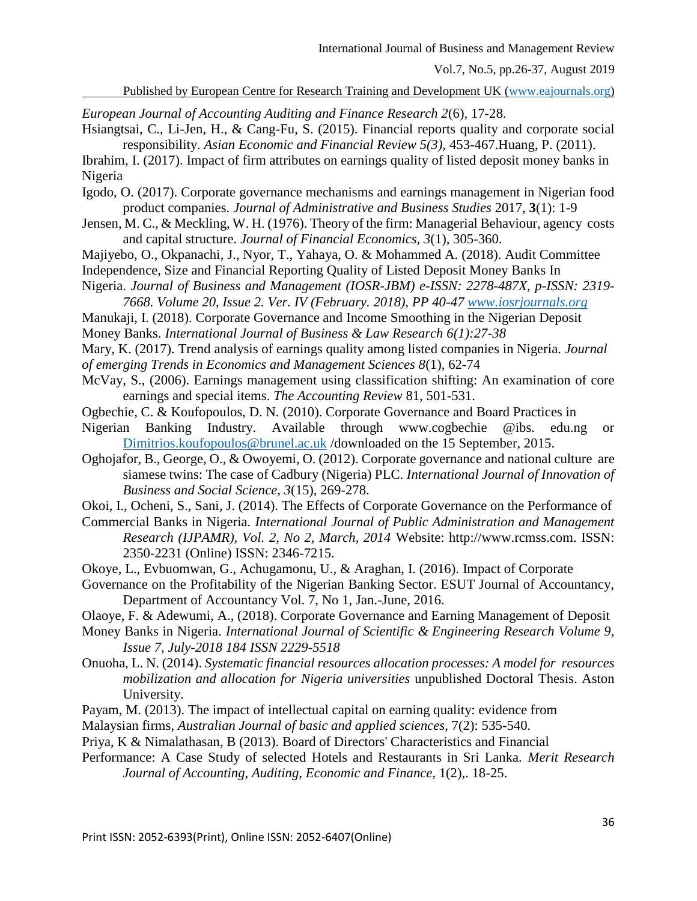*European Journal of Accounting Auditing and Finance Research 2*(6), 17-28.

Hsiangtsai, C., Li-Jen, H., & Cang-Fu, S. (2015). Financial reports quality and corporate social responsibility. *Asian Economic and Financial Review 5(3),* 453-467.Huang, P. (2011).

Ibrahim, I. (2017). Impact of firm attributes on earnings quality of listed deposit money banks in Nigeria

Igodo, O. (2017). Corporate governance mechanisms and earnings management in Nigerian food product companies. *Journal of Administrative and Business Studies* 2017, **3**(1): 1-9

Jensen, M. C., & Meckling, W. H. (1976). Theory of the firm: Managerial Behaviour, agency costs and capital structure. *Journal of Financial Economics, 3*(1), 305-360.

Majiyebo, O., Okpanachi, J., Nyor, T., Yahaya, O. & Mohammed A. (2018). Audit Committee Independence, Size and Financial Reporting Quality of Listed Deposit Money Banks In Nigeria. *Journal of Business and Management (IOSR-JBM) e-ISSN: 2278-487X, p-ISSN: 2319-7668. Volume 20, Issue 2. Ver. IV (February. 2018), PP 40-47* www.iosrjournals.org

Manukaji, I. (2018). Corporate Governance and Income Smoothing in the Nigerian Deposit Money Banks. *International Journal of Business & Law Research 6(1):27-38*

Mary, K. (2017). Trend analysis of earnings quality among listed companies in Nigeria. *Journal of emerging Trends in Economics and Management Sciences 8*(1), 62-74

McVay, S., (2006). Earnings management using classification shifting: An examination of core earnings and special items. *The Accounting Review* 81, 501-531.

Ogbechie, C. & Koufopoulos, D. N. (2010). Corporate Governance and Board Practices in Nigerian Banking Industry. Available through www.cogbechie @ibs. edu.ng or Dimitrios.koufopoulos@brunel.ac.uk /downloaded on the 15 September, 2015.

Oghojafor, B., George, O., & Owoyemi, O. (2012). Corporate governance and national culture are siamese twins: The case of Cadbury (Nigeria) PLC. *International Journal of Innovation of Business and Social Science, 3*(15), 269-278.

Okoi, I., Ocheni, S., Sani, J. (2014). The Effects of Corporate Governance on the Performance of Commercial Banks in Nigeria. *International Journal of Public Administration and Management Research (IJPAMR), Vol. 2, No 2, March, 2014* Website: http://www.rcmss.com. ISSN: 2350-2231 (Online) ISSN: 2346-7215.

Okoye, L., Evbuomwan, G., Achugamonu, U., & Araghan, I. (2016). Impact of Corporate Governance on the Profitability of the Nigerian Banking Sector. ESUT Journal of Accountancy, Department of Accountancy Vol. 7, No 1, Jan.-June, 2016.

Olaoye, F. & Adewumi, A., (2018). Corporate Governance and Earning Management of Deposit Money Banks in Nigeria. *International Journal of Scientific & Engineering Research Volume 9, Issue 7, July-2018 184 ISSN 2229-5518*

Onuoha, L. N. (2014). *Systematic financial resources allocation processes: A model for resources mobilization and allocation for Nigeria universities* unpublished Doctoral Thesis. Aston University.

Payam, M. (2013). The impact of intellectual capital on earning quality: evidence from Malaysian firms, *Australian Journal of basic and applied sciences*, 7(2): 535-540.

Priya, K & Nimalathasan, B (2013). Board of Directors' Characteristics and Financial Performance: A Case Study of selected Hotels and Restaurants in Sri Lanka. *Merit Research Journal of Accounting, Auditing, Economic and Finance,* 1(2),. 18-25.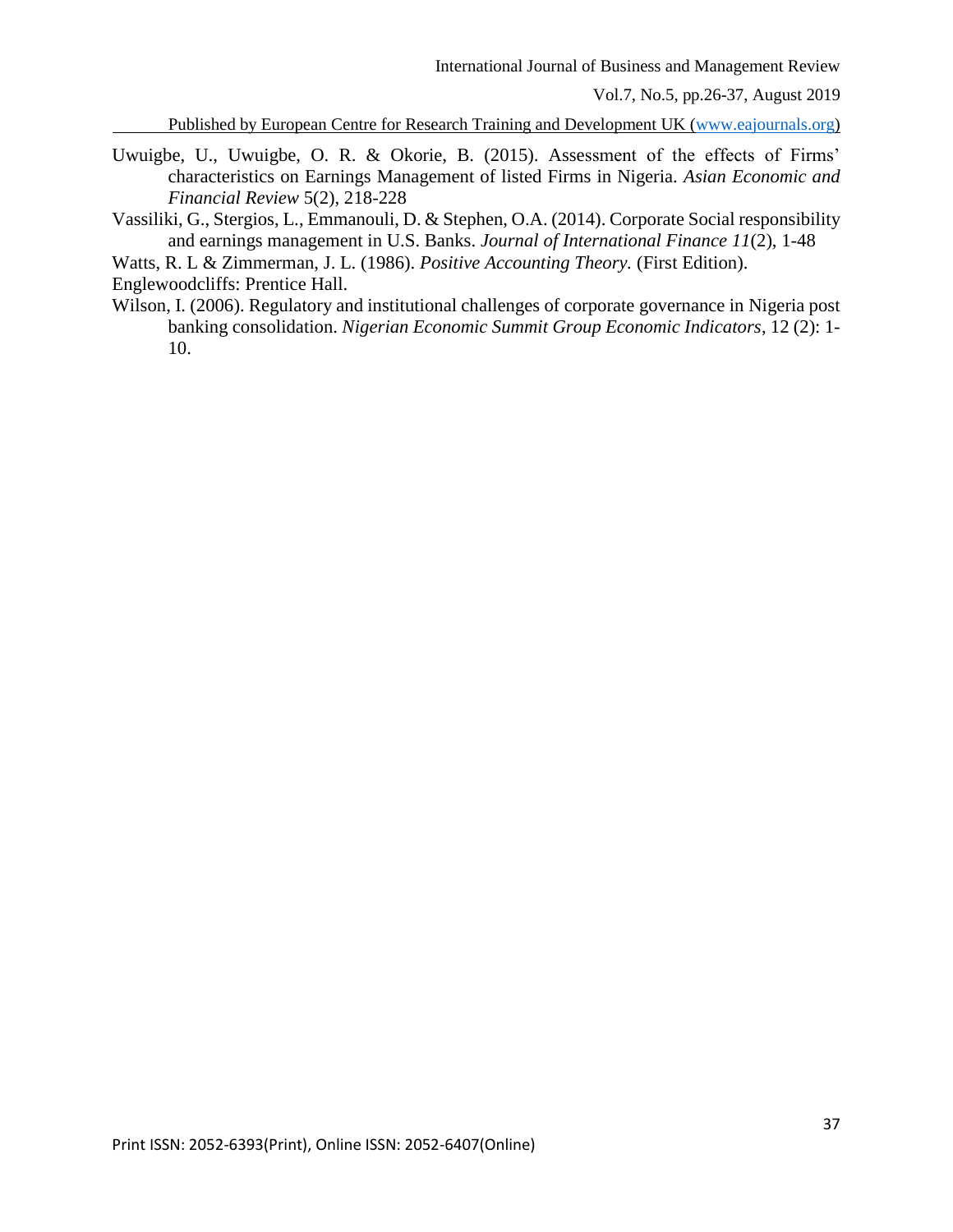Uwuigbe, U., Uwuigbe, O. R. & Okorie, B. (2015). Assessment of the effects of Firms' characteristics on Earnings Management of listed Firms in Nigeria. *Asian Economic and Financial Review* 5(2), 218-228

Vassiliki, G., Stergios, L., Emmanouli, D. & Stephen, O.A. (2014). Corporate Social responsibility and earnings management in U.S. Banks. *Journal of International Finance 11*(2), 1-48

Watts, R. L & Zimmerman, J. L. (1986). *Positive Accounting Theory.* (First Edition).
Englewoodcliffs: Prentice Hall.

Wilson, I. (2006). Regulatory and institutional challenges of corporate governance in Nigeria post banking consolidation. *Nigerian Economic Summit Group Economic Indicators*, 12 (2): 1-10.